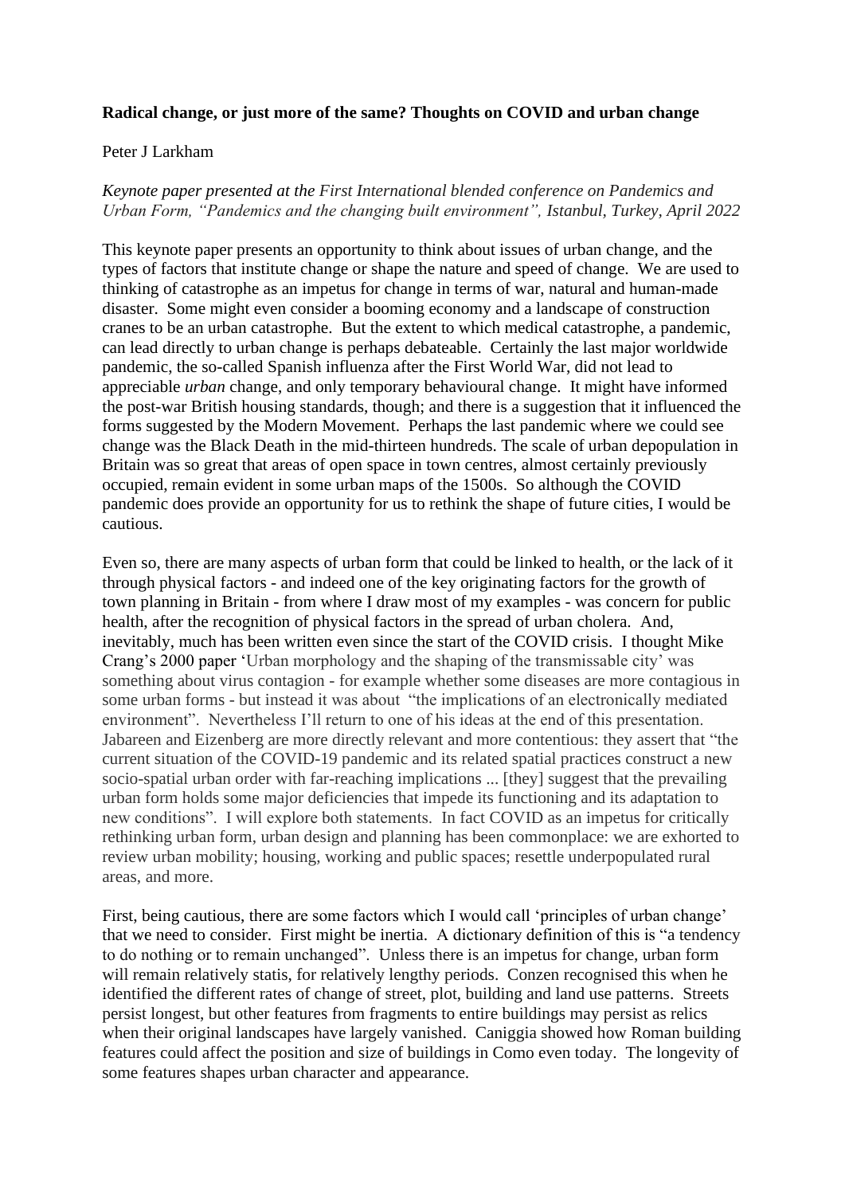**Radical change, or just more of the same? Thoughts on COVID and urban change**

Peter J Larkham

*Keynote paper presented at the First International blended conference on Pandemics and Urban Form, "Pandemics and the changing built environment", Istanbul, Turkey, April 2022*

This keynote paper presents an opportunity to think about issues of urban change, and the types of factors that institute change or shape the nature and speed of change. We are used to thinking of catastrophe as an impetus for change in terms of war, natural and human-made disaster. Some might even consider a booming economy and a landscape of construction cranes to be an urban catastrophe. But the extent to which medical catastrophe, a pandemic, can lead directly to urban change is perhaps debateable. Certainly the last major worldwide pandemic, the so-called Spanish influenza after the First World War, did not lead to appreciable *urban* change, and only temporary behavioural change. It might have informed the post-war British housing standards, though; and there is a suggestion that it influenced the forms suggested by the Modern Movement. Perhaps the last pandemic where we could see change was the Black Death in the mid-thirteen hundreds. The scale of urban depopulation in Britain was so great that areas of open space in town centres, almost certainly previously occupied, remain evident in some urban maps of the 1500s. So although the COVID pandemic does provide an opportunity for us to rethink the shape of future cities, I would be cautious.

Even so, there are many aspects of urban form that could be linked to health, or the lack of it through physical factors - and indeed one of the key originating factors for the growth of town planning in Britain - from where I draw most of my examples - was concern for public health, after the recognition of physical factors in the spread of urban cholera. And, inevitably, much has been written even since the start of the COVID crisis. I thought Mike Crang's 2000 paper 'Urban morphology and the shaping of the transmissable city' was something about virus contagion - for example whether some diseases are more contagious in some urban forms - but instead it was about "the implications of an electronically mediated environment". Nevertheless I'll return to one of his ideas at the end of this presentation. Jabareen and Eizenberg are more directly relevant and more contentious: they assert that "the current situation of the COVID-19 pandemic and its related spatial practices construct a new socio-spatial urban order with far-reaching implications ... [they] suggest that the prevailing urban form holds some major deficiencies that impede its functioning and its adaptation to new conditions". I will explore both statements. In fact COVID as an impetus for critically rethinking urban form, urban design and planning has been commonplace: we are exhorted to review urban mobility; housing, working and public spaces; resettle underpopulated rural areas, and more.

First, being cautious, there are some factors which I would call 'principles of urban change' that we need to consider. First might be inertia. A dictionary definition of this is "a tendency to do nothing or to remain unchanged". Unless there is an impetus for change, urban form will remain relatively statis, for relatively lengthy periods. Conzen recognised this when he identified the different rates of change of street, plot, building and land use patterns. Streets persist longest, but other features from fragments to entire buildings may persist as relics when their original landscapes have largely vanished. Caniggia showed how Roman building features could affect the position and size of buildings in Como even today. The longevity of some features shapes urban character and appearance.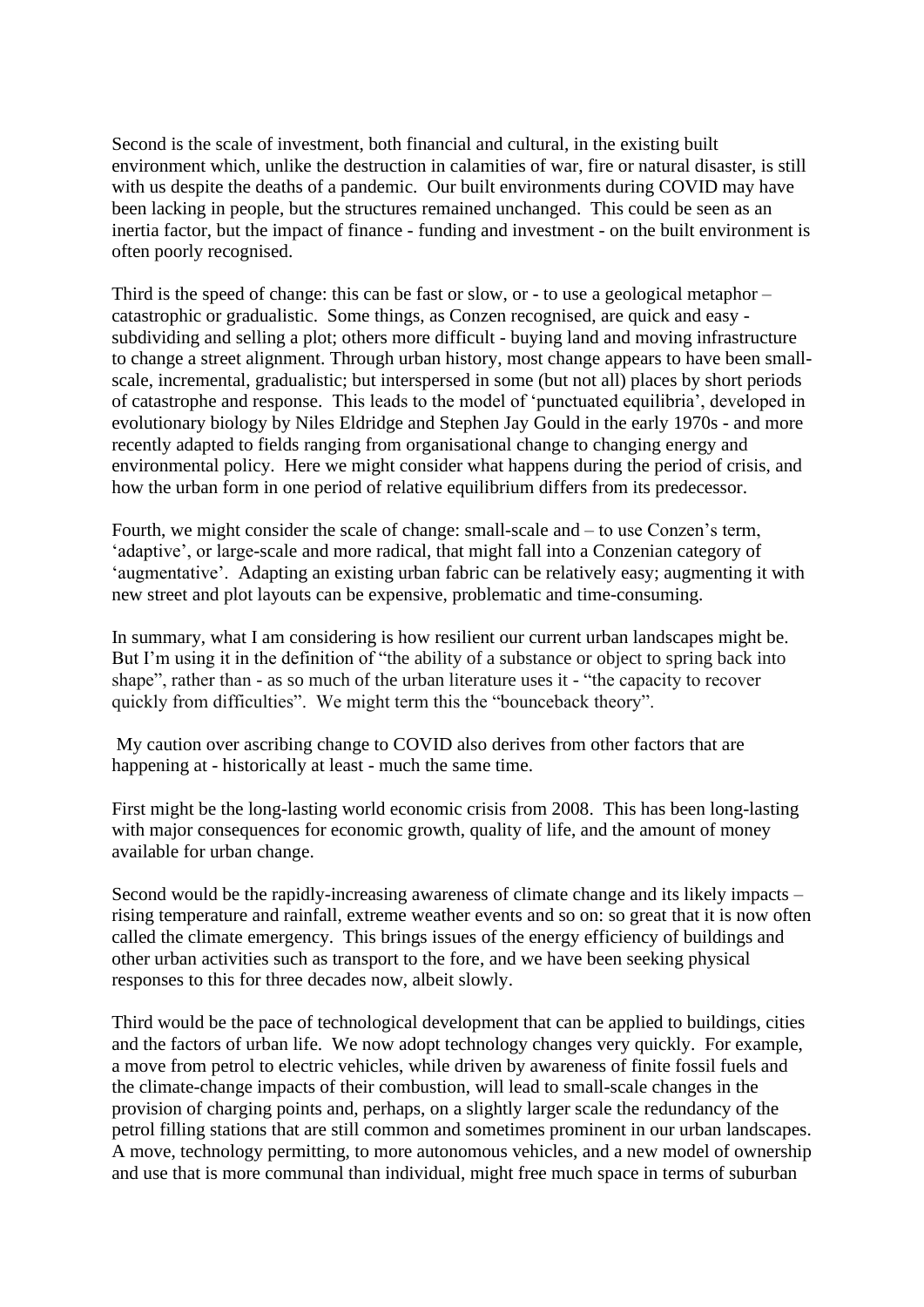Second is the scale of investment, both financial and cultural, in the existing built environment which, unlike the destruction in calamities of war, fire or natural disaster, is still with us despite the deaths of a pandemic. Our built environments during COVID may have been lacking in people, but the structures remained unchanged. This could be seen as an inertia factor, but the impact of finance - funding and investment - on the built environment is often poorly recognised.

Third is the speed of change: this can be fast or slow, or - to use a geological metaphor – catastrophic or gradualistic. Some things, as Conzen recognised, are quick and easy - subdividing and selling a plot; others more difficult - buying land and moving infrastructure to change a street alignment. Through urban history, most change appears to have been small-scale, incremental, gradualistic; but interspersed in some (but not all) places by short periods of catastrophe and response. This leads to the model of 'punctuated equilibria', developed in evolutionary biology by Niles Eldridge and Stephen Jay Gould in the early 1970s - and more recently adapted to fields ranging from organisational change to changing energy and environmental policy. Here we might consider what happens during the period of crisis, and how the urban form in one period of relative equilibrium differs from its predecessor.

Fourth, we might consider the scale of change: small-scale and – to use Conzen's term, 'adaptive', or large-scale and more radical, that might fall into a Conzenian category of 'augmentative'. Adapting an existing urban fabric can be relatively easy; augmenting it with new street and plot layouts can be expensive, problematic and time-consuming.

In summary, what I am considering is how resilient our current urban landscapes might be. But I'm using it in the definition of "the ability of a substance or object to spring back into shape", rather than - as so much of the urban literature uses it - "the capacity to recover quickly from difficulties". We might term this the "bounceback theory".

My caution over ascribing change to COVID also derives from other factors that are happening at - historically at least - much the same time.

First might be the long-lasting world economic crisis from 2008. This has been long-lasting with major consequences for economic growth, quality of life, and the amount of money available for urban change.

Second would be the rapidly-increasing awareness of climate change and its likely impacts – rising temperature and rainfall, extreme weather events and so on: so great that it is now often called the climate emergency. This brings issues of the energy efficiency of buildings and other urban activities such as transport to the fore, and we have been seeking physical responses to this for three decades now, albeit slowly.

Third would be the pace of technological development that can be applied to buildings, cities and the factors of urban life. We now adopt technology changes very quickly. For example, a move from petrol to electric vehicles, while driven by awareness of finite fossil fuels and the climate-change impacts of their combustion, will lead to small-scale changes in the provision of charging points and, perhaps, on a slightly larger scale the redundancy of the petrol filling stations that are still common and sometimes prominent in our urban landscapes. A move, technology permitting, to more autonomous vehicles, and a new model of ownership and use that is more communal than individual, might free much space in terms of suburban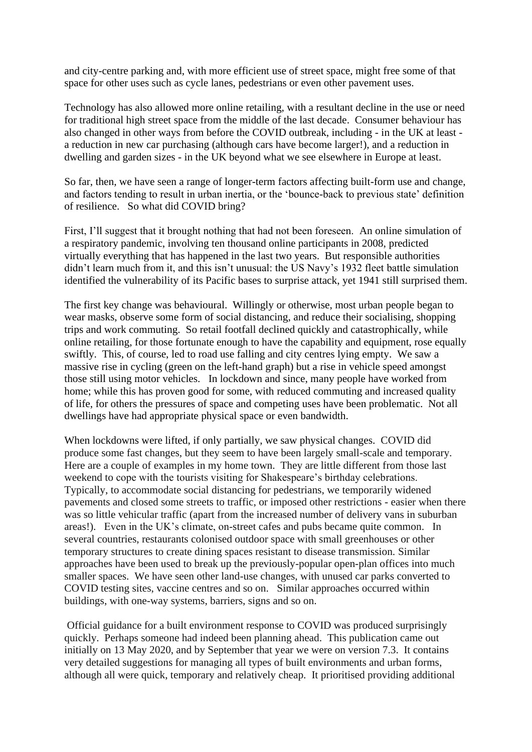and city-centre parking and, with more efficient use of street space, might free some of that space for other uses such as cycle lanes, pedestrians or even other pavement uses.

Technology has also allowed more online retailing, with a resultant decline in the use or need for traditional high street space from the middle of the last decade. Consumer behaviour has also changed in other ways from before the COVID outbreak, including - in the UK at least - a reduction in new car purchasing (although cars have become larger!), and a reduction in dwelling and garden sizes - in the UK beyond what we see elsewhere in Europe at least.

So far, then, we have seen a range of longer-term factors affecting built-form use and change, and factors tending to result in urban inertia, or the 'bounce-back to previous state' definition of resilience. So what did COVID bring?

First, I'll suggest that it brought nothing that had not been foreseen. An online simulation of a respiratory pandemic, involving ten thousand online participants in 2008, predicted virtually everything that has happened in the last two years. But responsible authorities didn't learn much from it, and this isn't unusual: the US Navy's 1932 fleet battle simulation identified the vulnerability of its Pacific bases to surprise attack, yet 1941 still surprised them.

The first key change was behavioural. Willingly or otherwise, most urban people began to wear masks, observe some form of social distancing, and reduce their socialising, shopping trips and work commuting. So retail footfall declined quickly and catastrophically, while online retailing, for those fortunate enough to have the capability and equipment, rose equally swiftly. This, of course, led to road use falling and city centres lying empty. We saw a massive rise in cycling (green on the left-hand graph) but a rise in vehicle speed amongst those still using motor vehicles. In lockdown and since, many people have worked from home; while this has proven good for some, with reduced commuting and increased quality of life, for others the pressures of space and competing uses have been problematic. Not all dwellings have had appropriate physical space or even bandwidth.

When lockdowns were lifted, if only partially, we saw physical changes. COVID did produce some fast changes, but they seem to have been largely small-scale and temporary. Here are a couple of examples in my home town. They are little different from those last weekend to cope with the tourists visiting for Shakespeare's birthday celebrations. Typically, to accommodate social distancing for pedestrians, we temporarily widened pavements and closed some streets to traffic, or imposed other restrictions - easier when there was so little vehicular traffic (apart from the increased number of delivery vans in suburban areas!). Even in the UK's climate, on-street cafes and pubs became quite common. In several countries, restaurants colonised outdoor space with small greenhouses or other temporary structures to create dining spaces resistant to disease transmission. Similar approaches have been used to break up the previously-popular open-plan offices into much smaller spaces. We have seen other land-use changes, with unused car parks converted to COVID testing sites, vaccine centres and so on. Similar approaches occurred within buildings, with one-way systems, barriers, signs and so on.

Official guidance for a built environment response to COVID was produced surprisingly quickly. Perhaps someone had indeed been planning ahead. This publication came out initially on 13 May 2020, and by September that year we were on version 7.3. It contains very detailed suggestions for managing all types of built environments and urban forms, although all were quick, temporary and relatively cheap. It prioritised providing additional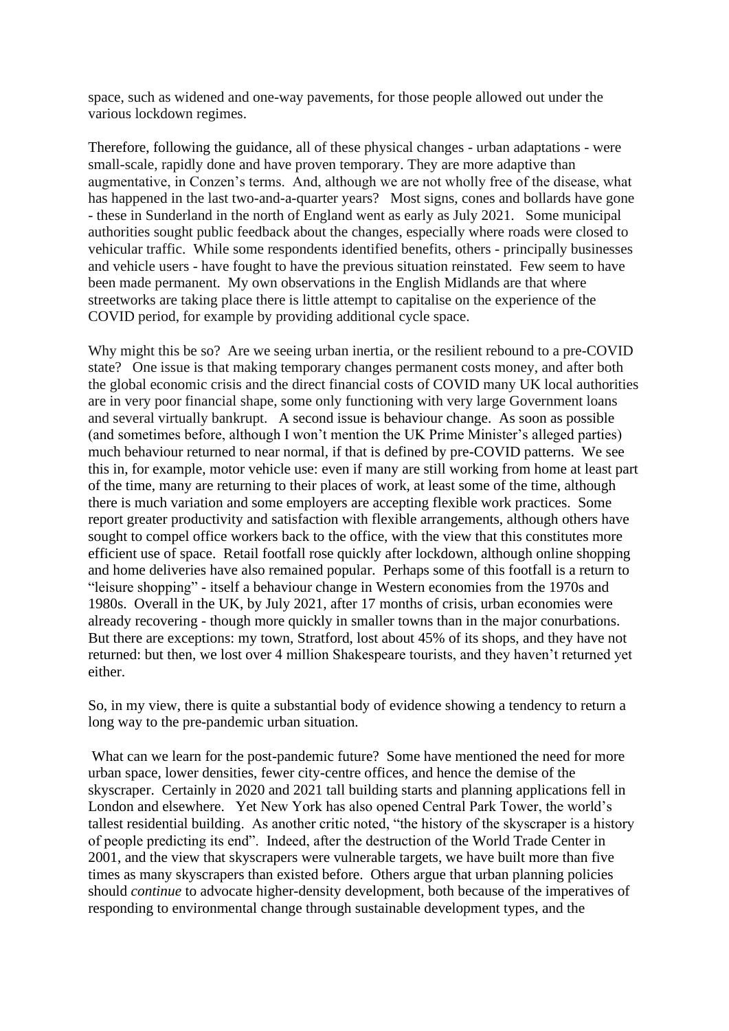space, such as widened and one-way pavements, for those people allowed out under the various lockdown regimes.

Therefore, following the guidance, all of these physical changes - urban adaptations - were small-scale, rapidly done and have proven temporary. They are more adaptive than augmentative, in Conzen's terms. And, although we are not wholly free of the disease, what has happened in the last two-and-a-quarter years? Most signs, cones and bollards have gone - these in Sunderland in the north of England went as early as July 2021. Some municipal authorities sought public feedback about the changes, especially where roads were closed to vehicular traffic. While some respondents identified benefits, others - principally businesses and vehicle users - have fought to have the previous situation reinstated. Few seem to have been made permanent. My own observations in the English Midlands are that where streetworks are taking place there is little attempt to capitalise on the experience of the COVID period, for example by providing additional cycle space.

Why might this be so? Are we seeing urban inertia, or the resilient rebound to a pre-COVID state? One issue is that making temporary changes permanent costs money, and after both the global economic crisis and the direct financial costs of COVID many UK local authorities are in very poor financial shape, some only functioning with very large Government loans and several virtually bankrupt. A second issue is behaviour change. As soon as possible (and sometimes before, although I won't mention the UK Prime Minister's alleged parties) much behaviour returned to near normal, if that is defined by pre-COVID patterns. We see this in, for example, motor vehicle use: even if many are still working from home at least part of the time, many are returning to their places of work, at least some of the time, although there is much variation and some employers are accepting flexible work practices. Some report greater productivity and satisfaction with flexible arrangements, although others have sought to compel office workers back to the office, with the view that this constitutes more efficient use of space. Retail footfall rose quickly after lockdown, although online shopping and home deliveries have also remained popular. Perhaps some of this footfall is a return to "leisure shopping" - itself a behaviour change in Western economies from the 1970s and 1980s. Overall in the UK, by July 2021, after 17 months of crisis, urban economies were already recovering - though more quickly in smaller towns than in the major conurbations. But there are exceptions: my town, Stratford, lost about 45% of its shops, and they have not returned: but then, we lost over 4 million Shakespeare tourists, and they haven't returned yet either.

So, in my view, there is quite a substantial body of evidence showing a tendency to return a long way to the pre-pandemic urban situation.

What can we learn for the post-pandemic future? Some have mentioned the need for more urban space, lower densities, fewer city-centre offices, and hence the demise of the skyscraper. Certainly in 2020 and 2021 tall building starts and planning applications fell in London and elsewhere. Yet New York has also opened Central Park Tower, the world's tallest residential building. As another critic noted, "the history of the skyscraper is a history of people predicting its end". Indeed, after the destruction of the World Trade Center in 2001, and the view that skyscrapers were vulnerable targets, we have built more than five times as many skyscrapers than existed before. Others argue that urban planning policies should *continue* to advocate higher-density development, both because of the imperatives of responding to environmental change through sustainable development types, and the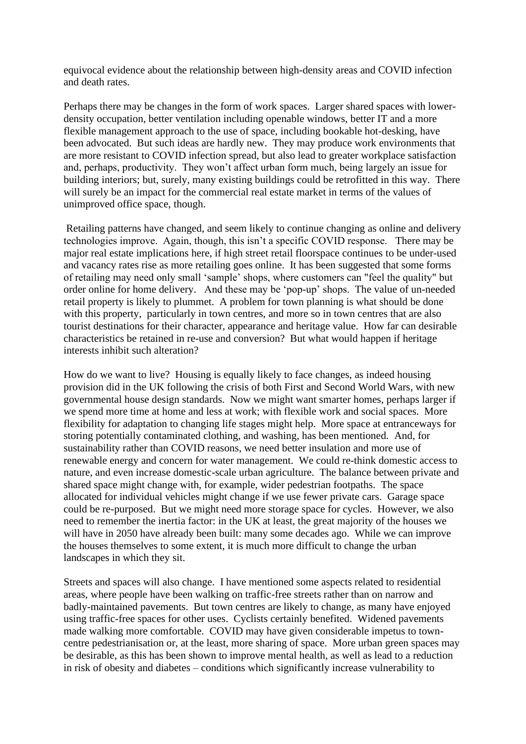equivocal evidence about the relationship between high-density areas and COVID infection and death rates.

Perhaps there may be changes in the form of work spaces. Larger shared spaces with lower-density occupation, better ventilation including openable windows, better IT and a more flexible management approach to the use of space, including bookable hot-desking, have been advocated. But such ideas are hardly new. They may produce work environments that are more resistant to COVID infection spread, but also lead to greater workplace satisfaction and, perhaps, productivity. They won't affect urban form much, being largely an issue for building interiors; but, surely, many existing buildings could be retrofitted in this way. There will surely be an impact for the commercial real estate market in terms of the values of unimproved office space, though.

Retailing patterns have changed, and seem likely to continue changing as online and delivery technologies improve. Again, though, this isn't a specific COVID response. There may be major real estate implications here, if high street retail floorspace continues to be under-used and vacancy rates rise as more retailing goes online. It has been suggested that some forms of retailing may need only small 'sample' shops, where customers can "feel the quality" but order online for home delivery. And these may be 'pop-up' shops. The value of un-needed retail property is likely to plummet. A problem for town planning is what should be done with this property, particularly in town centres, and more so in town centres that are also tourist destinations for their character, appearance and heritage value. How far can desirable characteristics be retained in re-use and conversion? But what would happen if heritage interests inhibit such alteration?

How do we want to live? Housing is equally likely to face changes, as indeed housing provision did in the UK following the crisis of both First and Second World Wars, with new governmental house design standards. Now we might want smarter homes, perhaps larger if we spend more time at home and less at work; with flexible work and social spaces. More flexibility for adaptation to changing life stages might help. More space at entranceways for storing potentially contaminated clothing, and washing, has been mentioned. And, for sustainability rather than COVID reasons, we need better insulation and more use of renewable energy and concern for water management. We could re-think domestic access to nature, and even increase domestic-scale urban agriculture. The balance between private and shared space might change with, for example, wider pedestrian footpaths. The space allocated for individual vehicles might change if we use fewer private cars. Garage space could be re-purposed. But we might need more storage space for cycles. However, we also need to remember the inertia factor: in the UK at least, the great majority of the houses we will have in 2050 have already been built: many some decades ago. While we can improve the houses themselves to some extent, it is much more difficult to change the urban landscapes in which they sit.

Streets and spaces will also change. I have mentioned some aspects related to residential areas, where people have been walking on traffic-free streets rather than on narrow and badly-maintained pavements. But town centres are likely to change, as many have enjoyed using traffic-free spaces for other uses. Cyclists certainly benefited. Widened pavements made walking more comfortable. COVID may have given considerable impetus to town-centre pedestrianisation or, at the least, more sharing of space. More urban green spaces may be desirable, as this has been shown to improve mental health, as well as lead to a reduction in risk of obesity and diabetes – conditions which significantly increase vulnerability to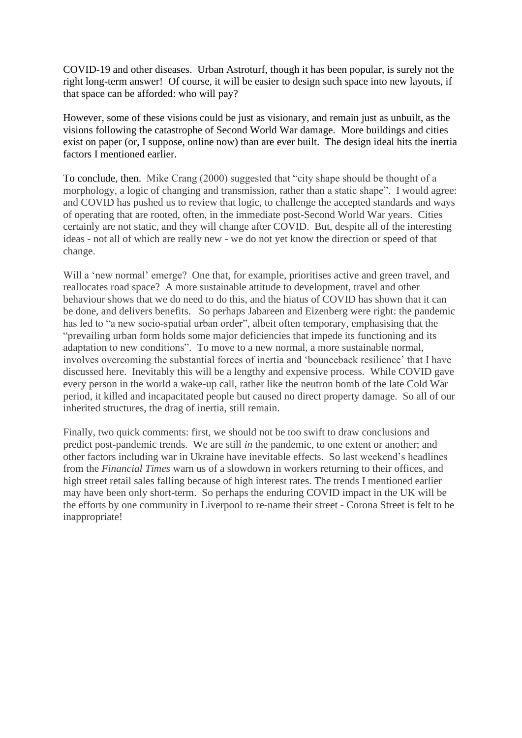COVID-19 and other diseases. Urban Astroturf, though it has been popular, is surely not the right long-term answer! Of course, it will be easier to design such space into new layouts, if that space can be afforded: who will pay?

However, some of these visions could be just as visionary, and remain just as unbuilt, as the visions following the catastrophe of Second World War damage. More buildings and cities exist on paper (or, I suppose, online now) than are ever built. The design ideal hits the inertia factors I mentioned earlier.

To conclude, then. Mike Crang (2000) suggested that "city shape should be thought of a morphology, a logic of changing and transmission, rather than a static shape". I would agree: and COVID has pushed us to review that logic, to challenge the accepted standards and ways of operating that are rooted, often, in the immediate post-Second World War years. Cities certainly are not static, and they will change after COVID. But, despite all of the interesting ideas - not all of which are really new - we do not yet know the direction or speed of that change.

Will a 'new normal' emerge? One that, for example, prioritises active and green travel, and reallocates road space? A more sustainable attitude to development, travel and other behaviour shows that we do need to do this, and the hiatus of COVID has shown that it can be done, and delivers benefits. So perhaps Jabareen and Eizenberg were right: the pandemic has led to "a new socio-spatial urban order", albeit often temporary, emphasising that the "prevailing urban form holds some major deficiencies that impede its functioning and its adaptation to new conditions". To move to a new normal, a more sustainable normal, involves overcoming the substantial forces of inertia and 'bounceback resilience' that I have discussed here. Inevitably this will be a lengthy and expensive process. While COVID gave every person in the world a wake-up call, rather like the neutron bomb of the late Cold War period, it killed and incapacitated people but caused no direct property damage. So all of our inherited structures, the drag of inertia, still remain.

Finally, two quick comments: first, we should not be too swift to draw conclusions and predict post-pandemic trends. We are still *in* the pandemic, to one extent or another; and other factors including war in Ukraine have inevitable effects. So last weekend's headlines from the *Financial Times* warn us of a slowdown in workers returning to their offices, and high street retail sales falling because of high interest rates. The trends I mentioned earlier may have been only short-term. So perhaps the enduring COVID impact in the UK will be the efforts by one community in Liverpool to re-name their street - Corona Street is felt to be inappropriate!